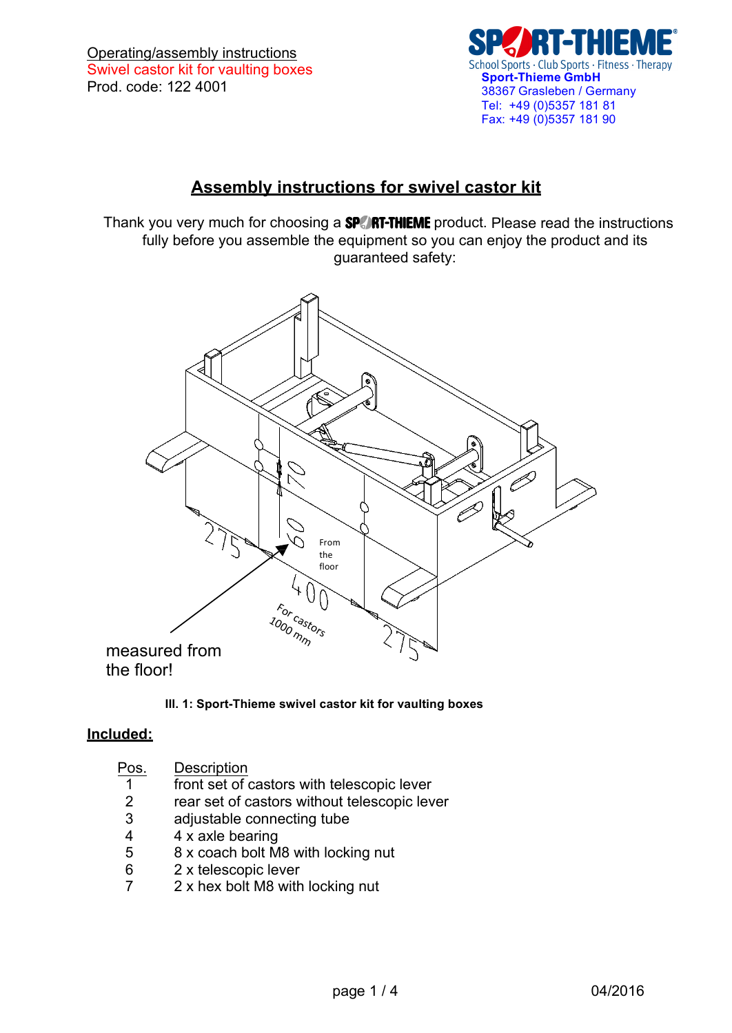Operating/assembly instructions
Swivel castor kit for vaulting boxes
Prod. code: 122 4001

**Sport-Thieme GmbH**
38367 Grasleben / Germany
Tel: +49 (0)5357 181 81
Fax: +49 (0)5357 181 90

## Assembly instructions for swivel castor kit

Thank you very much for choosing a SPORT-THIEME product. Please read the instructions fully before you assemble the equipment so you can enjoy the product and its guaranteed safety:

measured from the floor!

**Ill. 1: Sport-Thieme swivel castor kit for vaulting boxes**

## Included:

| Pos. | Description |
|---|---|
| 1 | front set of castors with telescopic lever |
| 2 | rear set of castors without telescopic lever |
| 3 | adjustable connecting tube |
| 4 | 4 x axle bearing |
| 5 | 8 x coach bolt M8 with locking nut |
| 6 | 2 x telescopic lever |
| 7 | 2 x hex bolt M8 with locking nut |

04/2016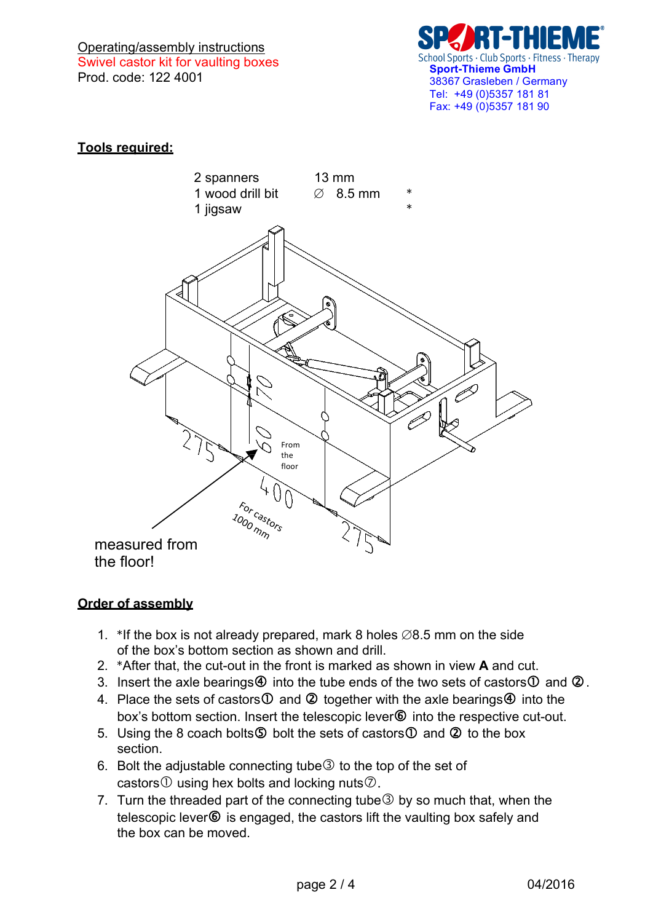Operating/assembly instructions
Swivel castor kit for vaulting boxes
Prod. code: 122 4001

**Sport-Thieme GmbH**
38367 Grasleben / Germany
Tel: +49 (0)5357 181 81
Fax: +49 (0)5357 181 90

## Tools required:

| | | |
|---|---|---|
| 2 spanners | 13 mm | |
| 1 wood drill bit | ∅ 8.5 mm | * |
| 1 jigsaw | | * |

measured from the floor!

## Order of assembly

1. *If the box is not already prepared, mark 8 holes ∅8.5 mm on the side of the box's bottom section as shown and drill.
2. *After that, the cut-out in the front is marked as shown in view **A** and cut.
3. Insert the axle bearings④ into the tube ends of the two sets of castors① and ②.
4. Place the sets of castors① and ② together with the axle bearings④ into the box's bottom section. Insert the telescopic lever⑥ into the respective cut-out.
5. Using the 8 coach bolts⑤ bolt the sets of castors① and ② to the box section.
6. Bolt the adjustable connecting tube③ to the top of the set of castors① using hex bolts and locking nuts⑦.
7. Turn the threaded part of the connecting tube③ by so much that, when the telescopic lever⑥ is engaged, the castors lift the vaulting box safely and the box can be moved.

04/2016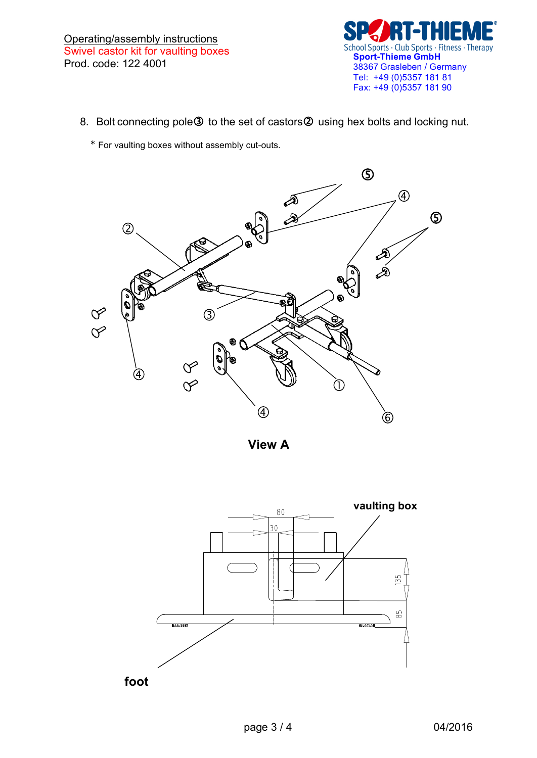Operating/assembly instructions
Swivel castor kit for vaulting boxes
Prod. code: 122 4001

**Sport-Thieme GmbH**
38367 Grasleben / Germany
Tel: +49 (0)5357 181 81
Fax: +49 (0)5357 181 90

8. Bolt connecting pole③ to the set of castors② using hex bolts and locking nut.

\* For vaulting boxes without assembly cut-outs.

**View A**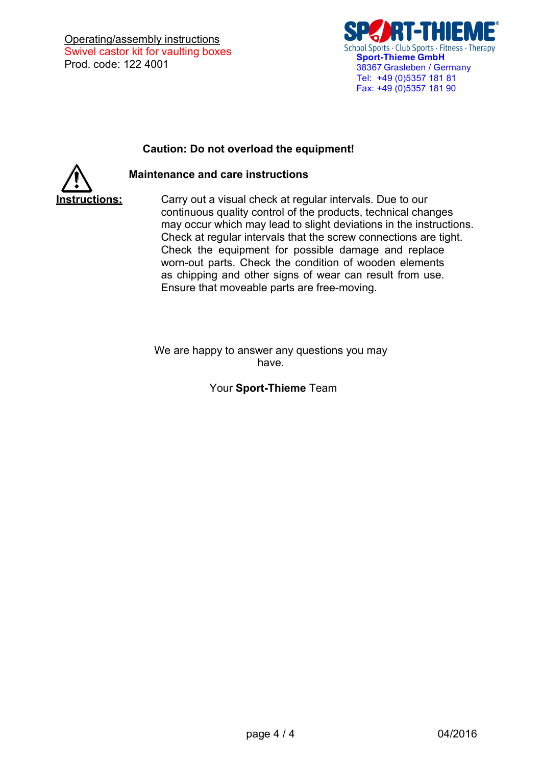Operating/assembly instructions
Swivel castor kit for vaulting boxes
Prod. code: 122 4001

Sport-Thieme GmbH
38367 Grasleben / Germany
Tel: +49 (0)5357 181 81
Fax: +49 (0)5357 181 90

**Caution: Do not overload the equipment!**

**Maintenance and care instructions**

**Instructions:**

Carry out a visual check at regular intervals. Due to our continuous quality control of the products, technical changes may occur which may lead to slight deviations in the instructions. Check at regular intervals that the screw connections are tight. Check the equipment for possible damage and replace worn-out parts. Check the condition of wooden elements as chipping and other signs of wear can result from use. Ensure that moveable parts are free-moving.

We are happy to answer any questions you may have.

Your **Sport-Thieme** Team

04/2016